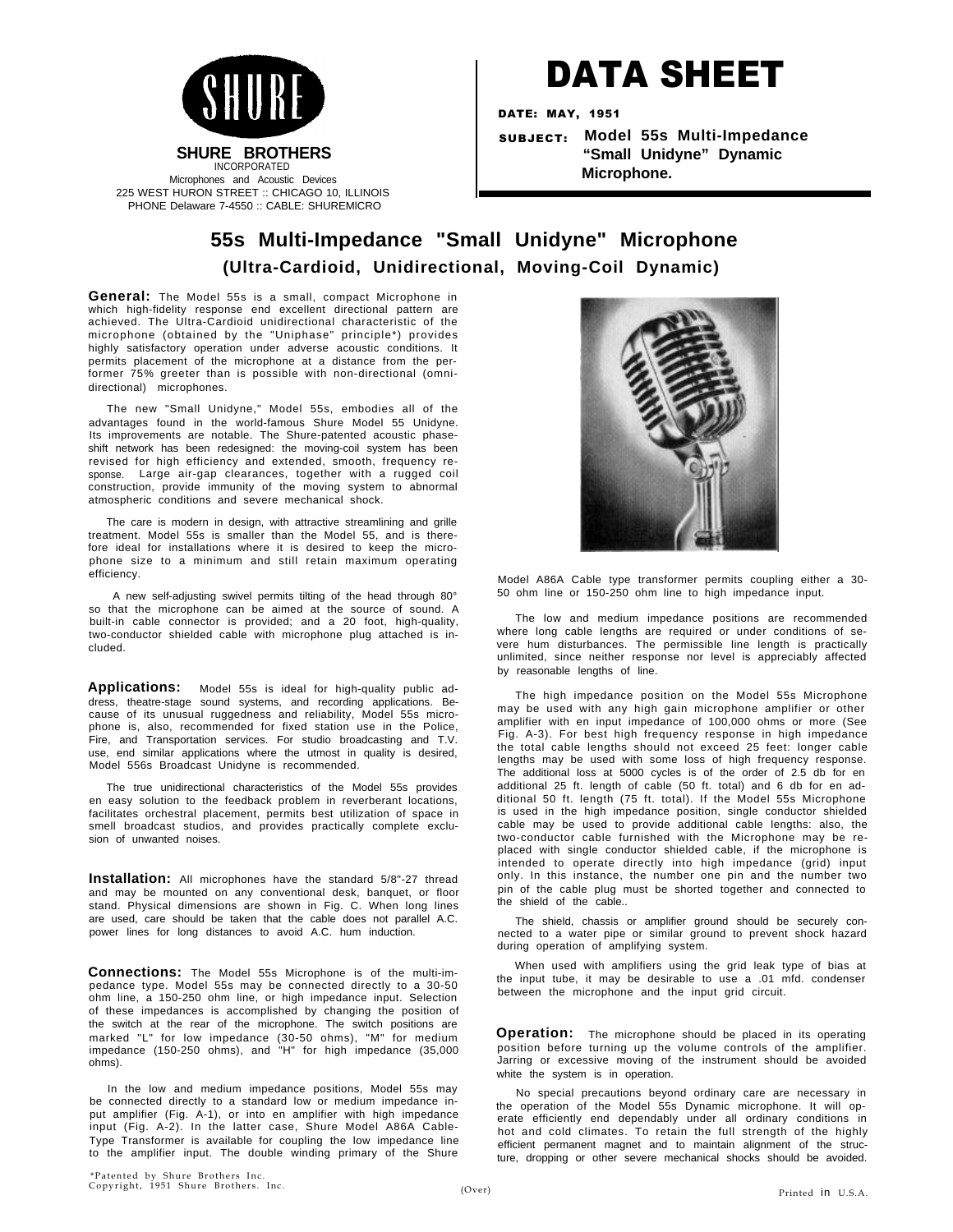**SHURE BROTHERS**
INCORPORATED
Microphones and Acoustic Devices
225 WEST HURON STREET :: CHICAGO 10, ILLINOIS
PHONE Delaware 7-4550 :: CABLE: SHUREMICRO

# DATA SHEET

**DATE: MAY, 1951**

**SUBJECT: Model 55s Multi-Impedance "Small Unidyne" Dynamic Microphone.**

## 55s Multi-Impedance "Small Unidyne" Microphone

### (Ultra-Cardioid, Unidirectional, Moving-Coil Dynamic)

**General:** The Model 55s is a small, compact Microphone in which high-fidelity response end excellent directional pattern are achieved. The Ultra-Cardioid unidirectional characteristic of the microphone (obtained by the "Uniphase" principle*) provides highly satisfactory operation under adverse acoustic conditions. It permits placement of the microphone at a distance from the performer 75% greeter than is possible with non-directional (omni-directional) microphones.

The new "Small Unidyne," Model 55s, embodies all of the advantages found in the world-famous Shure Model 55 Unidyne. Its improvements are notable. The Shure-patented acoustic phase-shift network has been redesigned: the moving-coil system has been revised for high efficiency and extended, smooth, frequency response. Large air-gap clearances, together with a rugged coil construction, provide immunity of the moving system to abnormal atmospheric conditions and severe mechanical shock.

The care is modern in design, with attractive streamlining and grille treatment. Model 55s is smaller than the Model 55, and is therefore ideal for installations where it is desired to keep the microphone size to a minimum and still retain maximum operating efficiency.

A new self-adjusting swivel permits tilting of the head through 80° so that the microphone can be aimed at the source of sound. A built-in cable connector is provided; and a 20 foot, high-quality, two-conductor shielded cable with microphone plug attached is included.

**Applications:** Model 55s is ideal for high-quality public address, theatre-stage sound systems, and recording applications. Because of its unusual ruggedness and reliability, Model 55s microphone is, also, recommended for fixed station use in the Police, Fire, and Transportation services. For studio broadcasting and T.V. use, end similar applications where the utmost in quality is desired, Model 556s Broadcast Unidyne is recommended.

The true unidirectional characteristics of the Model 55s provides en easy solution to the feedback problem in reverberant locations, facilitates orchestral placement, permits best utilization of space in smell broadcast studios, and provides practically complete exclusion of unwanted noises.

**Installation:** All microphones have the standard 5/8"-27 thread and may be mounted on any conventional desk, banquet, or floor stand. Physical dimensions are shown in Fig. C. When long lines are used, care should be taken that the cable does not parallel A.C. power lines for long distances to avoid A.C. hum induction.

**Connections:** The Model 55s Microphone is of the multi-impedance type. Model 55s may be connected directly to a 30-50 ohm line, a 150-250 ohm line, or high impedance input. Selection of these impedances is accomplished by changing the position of the switch at the rear of the microphone. The switch positions are marked "L" for low impedance (30-50 ohms), "M" for medium impedance (150-250 ohms), and "H" for high impedance (35,000 ohms).

In the low and medium impedance positions, Model 55s may be connected directly to a standard low or medium impedance input amplifier (Fig. A-1), or into en amplifier with high impedance input (Fig. A-2). In the latter case, Shure Model A86A Cable-Type Transformer is available for coupling the low impedance line to the amplifier input. The double winding primary of the Shure Model A86A Cable type transformer permits coupling either a 30-50 ohm line or 150-250 ohm line to high impedance input.

The low and medium impedance positions are recommended where long cable lengths are required or under conditions of severe hum disturbances. The permissible line length is practically unlimited, since neither response nor level is appreciably affected by reasonable lengths of line.

The high impedance position on the Model 55s Microphone may be used with any high gain microphone amplifier or other amplifier with en input impedance of 100,000 ohms or more (See Fig. A-3). For best high frequency response in high impedance the total cable lengths should not exceed 25 feet: longer cable lengths may be used with some loss of high frequency response. The additional loss at 5000 cycles is of the order of 2.5 db for en additional 25 ft. length of cable (50 ft. total) and 6 db for en additional 50 ft. length (75 ft. total). If the Model 55s Microphone is used in the high impedance position, single conductor shielded cable may be used to provide additional cable lengths: also, the two-conductor cable furnished with the Microphone may be replaced with single conductor shielded cable, if the microphone is intended to operate directly into high impedance (grid) input only. In this instance, the number one pin and the number two pin of the cable plug must be shorted together and connected to the shield of the cable..

The shield, chassis or amplifier ground should be securely connected to a water pipe or similar ground to prevent shock hazard during operation of amplifying system.

When used with amplifiers using the grid leak type of bias at the input tube, it may be desirable to use a .01 mfd. condenser between the microphone and the input grid circuit.

**Operation:** The microphone should be placed in its operating position before turning up the volume controls of the amplifier. Jarring or excessive moving of the instrument should be avoided white the system is in operation.

No special precautions beyond ordinary care are necessary in the operation of the Model 55s Dynamic microphone. It will operate efficiently end dependably under all ordinary conditions in hot and cold climates. To retain the full strength of the highly efficient permanent magnet and to maintain alignment of the structure, dropping or other severe mechanical shocks should be avoided.

*Patented by Shure Brothers Inc.
Copyright, 1951 Shure Brothers. Inc.

(Over)

Printed in U.S.A.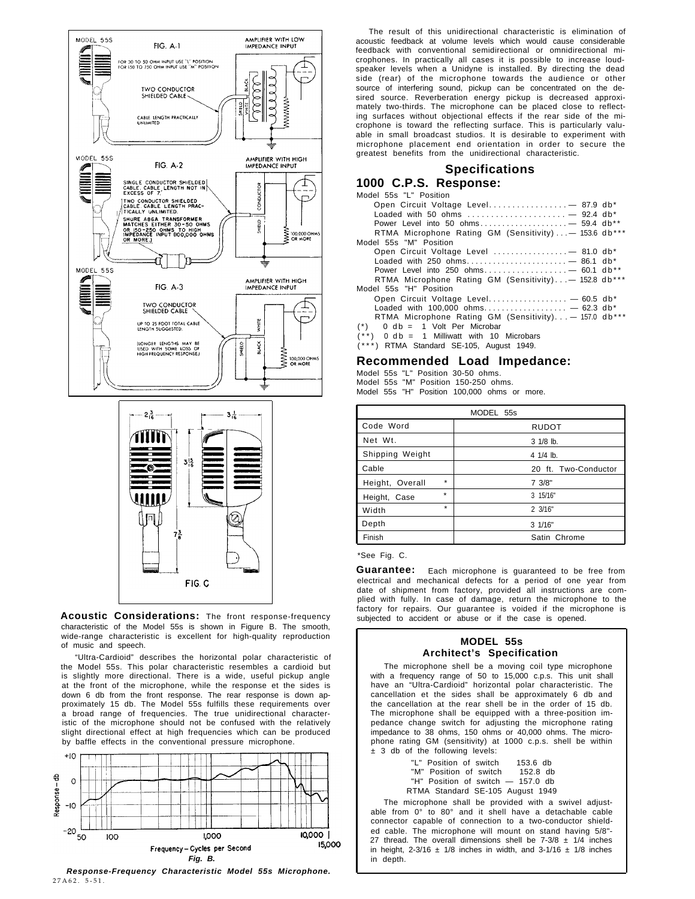MODEL 55S

FIG. A-1

AMPLIFIER WITH LOW IMPEDANCE INPUT

FOR 30 TO 50 OHM INPUT USE "L" POSITION
FOR 150 TO 250 OHM INPUT USE "M" POSITION

TWO CONDUCTOR SHIELDED CABLE

CABLE LENGTH PRACTICALLY UNLIMITED

SHIELD WHITE BLACK

MODEL 55S

FIG. A-2

AMPLIFIER WITH HIGH IMPEDANCE INPUT

SINGLE CONDUCTOR SHIELDED CABLE. CABLE LENGTH NOT IN EXCESS OF 7'.

TWO CONDUCTOR SHIELDED CABLE. CABLE LENGTH PRACTICALLY UNLIMITED.

SHURE A86A TRANSFORMER MATCHES EITHER 30-50 OHMS OR 150-250 OHMS TO HIGH IMPEDANCE INPUT (100,000 OHMS OR MORE.)

CONDUCTOR SHIELD

100,000 OHMS OR MORE

MODEL 55S

FIG. A-3

AMPLIFIER WITH HIGH IMPEDANCE INPUT

TWO CONDUCTOR SHIELDED CABLE

UP TO 25 FOOT TOTAL CABLE LENGTH SUGGESTED.

(LONGER LENGTHS MAY BE USED WITH SOME LOSS OF HIGH FREQUENCY RESPONSE.)

SHIELD BLACK WHITE

100,000 OHMS OR MORE

2 3/16

3 1/16

3 15/16

7 3/8

FIG. C

**Acoustic Considerations:** The front response-frequency characteristic of the Model 55s is shown in Figure B. The smooth, wide-range characteristic is excellent for high-quality reproduction of music and speech.

"Ultra-Cardioid" describes the horizontal polar characteristic of the Model 55s. This polar characteristic resembles a cardioid but is slightly more directional. There is a wide, useful pickup angle at the front of the microphone, while the response et the sides is down 6 db from the front response. The rear response is down approximately 15 db. The Model 55s fulfills these requirements over a broad range of frequencies. The true unidirectional characteristic of the microphone should not be confused with the relatively slight directional effect at high frequencies which can be produced by baffle effects in the conventional pressure microphone.

+10

0

-10

-20

Response – db

50 100 1,000 10,000 15,000

Frequency – Cycles per Second

*Fig. B.*

***Response-Frequency Characteristic Model 55s Microphone.***

27A62. 5-51.

The result of this unidirectional characteristic is elimination of acoustic feedback at volume levels which would cause considerable feedback with conventional semidirectional or omnidirectional microphones. In practically all cases it is possible to increase loudspeaker levels when a Unidyne is installed. By directing the dead side (rear) of the microphone towards the audience or other source of interfering sound, pickup can be concentrated on the desired source. Reverberation energy pickup is decreased approximately two-thirds. The microphone can be placed close to reflecting surfaces without objectional effects if the rear side of the microphone is toward the reflecting surface. This is particularly valuable in small broadcast studios. It is desirable to experiment with microphone placement end orientation in order to secure the greatest benefits from the unidirectional characteristic.

## Specifications

### 1000 C.P.S. Response:

Model 55s "L" Position
- Open Circuit Voltage Level.................— 87.9 db*
- Loaded with 50 ohms .....................— 92.4 db*
- Power Level into 50 ohms....................— 59.4 db**
- RTMA Microphone Rating GM (Sensitivity)...— 153.6 db***

Model 55s "M" Position
- Open Circuit Voltage Level .................— 81.0 db*
- Loaded with 250 ohms.......................— 86.1 db*
- Power Level into 250 ohms..................— 60.1 db**
- RTMA Microphone Rating GM (Sensitivity)...— 152.8 db***

Model 55s "H" Position
- Open Circuit Voltage Level.................. — 60.5 db*
- Loaded with 100,000 ohms................... — 62.3 db*
- RTMA Microphone Rating GM (Sensitivity)...— 157.0 db***

(*) 0 db = 1 Volt Per Microbar
(**) 0 db = 1 Milliwatt with 10 Microbars
(***) RTMA Standard SE-105, August 1949.

### Recommended Load Impedance:

Model 55s "L" Position 30-50 ohms.
Model 55s "M" Position 150-250 ohms.
Model 55s "H" Position 100,000 ohms or more.

| MODEL 55s | |
|---|---|
| Code Word | RUDOT |
| Net Wt. | 3 1/8 lb. |
| Shipping Weight | 4 1/4 lb. |
| Cable | 20 ft. Two-Conductor |
| Height, Overall * | 7 3/8" |
| Height, Case * | 3 15/16" |
| Width * | 2 3/16" |
| Depth | 3 1/16" |
| Finish | Satin Chrome |

*See Fig. C.

**Guarantee:** Each microphone is guaranteed to be free from electrical and mechanical defects for a period of one year from date of shipment from factory, provided all instructions are complied with fully. In case of damage, return the microphone to the factory for repairs. Our guarantee is voided if the microphone is subjected to accident or abuse or if the case is opened.

### MODEL 55s
### Architect's Specification

The microphone shell be a moving coil type microphone with a frequency range of 50 to 15,000 c.p.s. This unit shall have an "Ultra-Cardioid" horizontal polar characteristic. The cancellation et the sides shall be approximately 6 db and the cancellation at the rear shell be in the order of 15 db. The microphone shall be equipped with a three-position impedance change switch for adjusting the microphone rating impedance to 38 ohms, 150 ohms or 40,000 ohms. The microphone rating GM (sensitivity) at 1000 c.p.s. shell be within ± 3 db of the following levels:

"L" Position of switch 153.6 db
"M" Position of switch 152.8 db
"H" Position of switch — 157.0 db
RTMA Standard SE-105 August 1949

The microphone shall be provided with a swivel adjustable from 0° to 80° and it shell have a detachable cable connector capable of connection to a two-conductor shielded cable. The microphone will mount on stand having 5/8"-27 thread. The overall dimensions shell be 7-3/8 ± 1/4 inches in height, 2-3/16 ± 1/8 inches in width, and 3-1/16 ± 1/8 inches in depth.